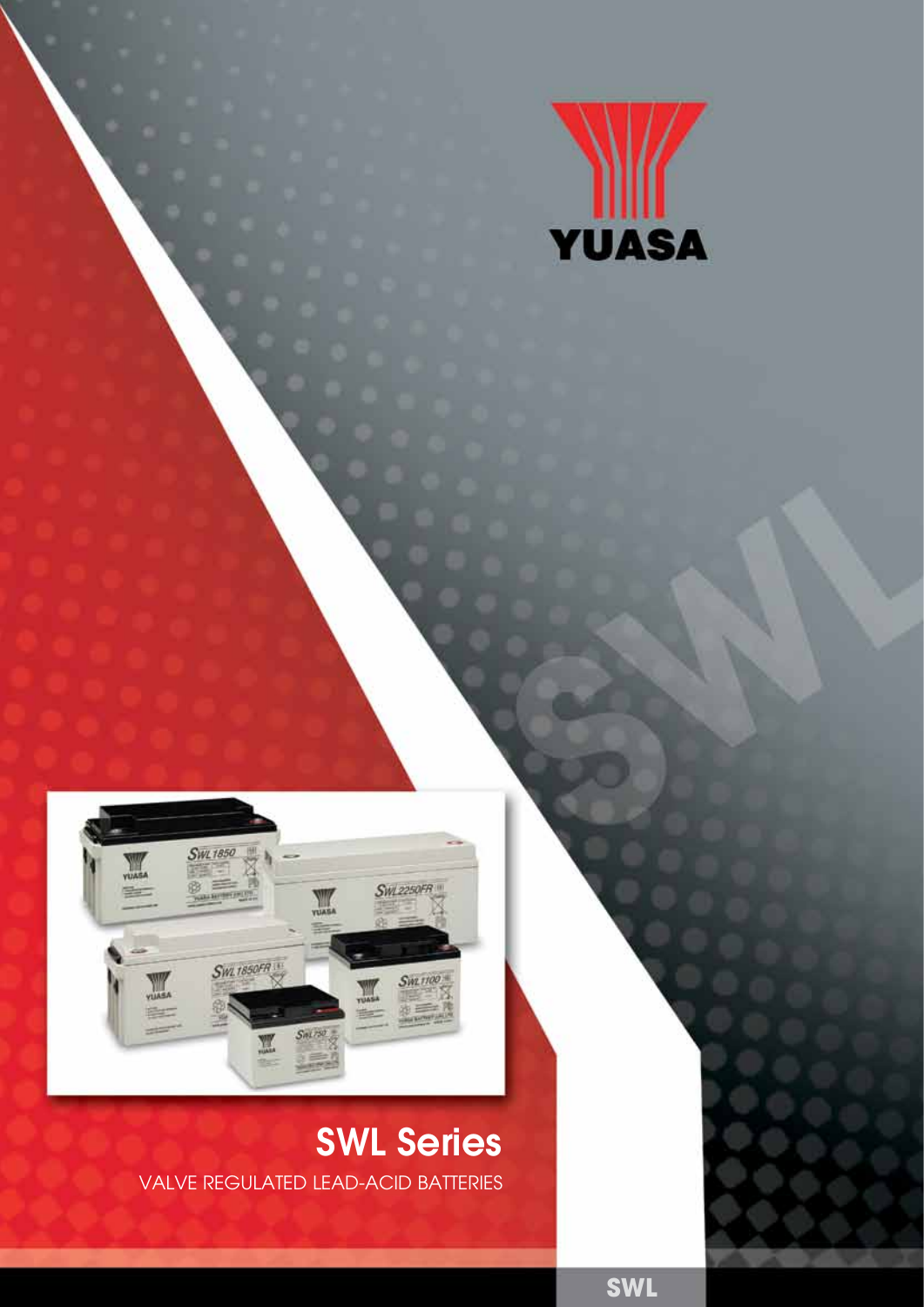YUASA

# SWL Series

VALVE REGULATED LEAD-ACID BATTERIES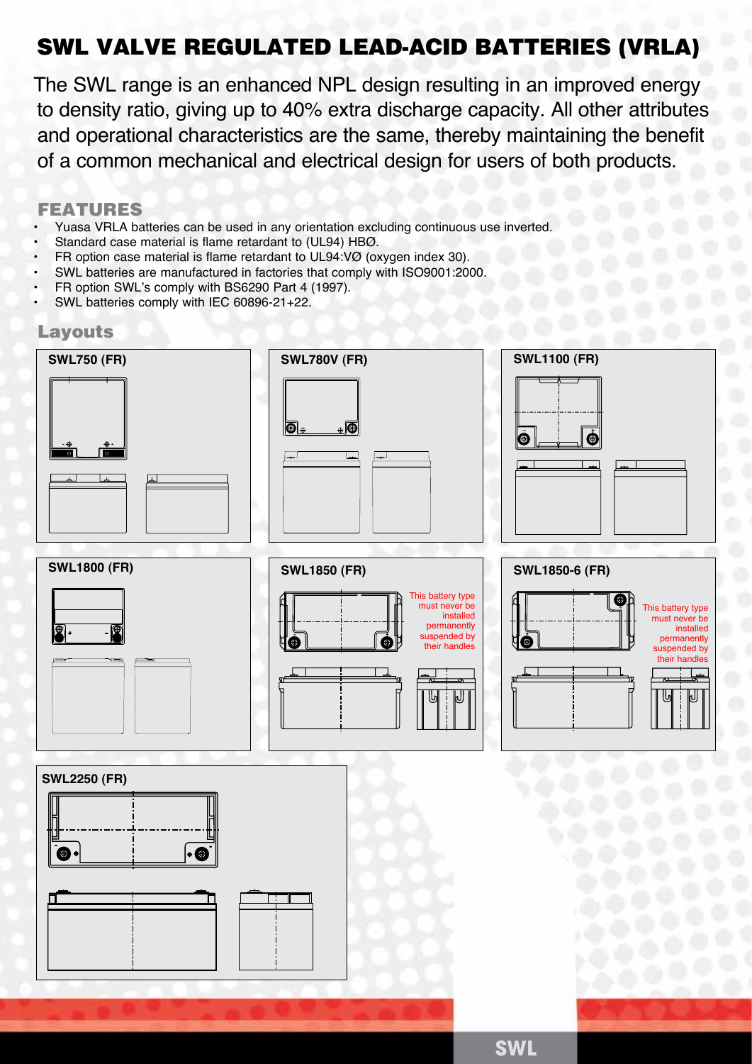# SWL VALVE REGULATED LEAD-ACID BATTERIES (VRLA)

The SWL range is an enhanced NPL design resulting in an improved energy to density ratio, giving up to 40% extra discharge capacity. All other attributes and operational characteristics are the same, thereby maintaining the benefit of a common mechanical and electrical design for users of both products.

## FEATURES

- Yuasa VRLA batteries can be used in any orientation excluding continuous use inverted.
- Standard case material is flame retardant to (UL94) HBØ.
- FR option case material is flame retardant to UL94:VØ (oxygen index 30).
- SWL batteries are manufactured in factories that comply with ISO9001:2000.
- FR option SWL's comply with BS6290 Part 4 (1997).
- SWL batteries comply with IEC 60896-21+22.

## Layouts

**SWL750 (FR)**

**SWL780V (FR)**

**SWL1100 (FR)**

**SWL1800 (FR)**

**SWL1850 (FR)**

This battery type must never be installed permanently suspended by their handles

**SWL1850-6 (FR)**

This battery type must never be installed permanently suspended by their handles

**SWL2250 (FR)**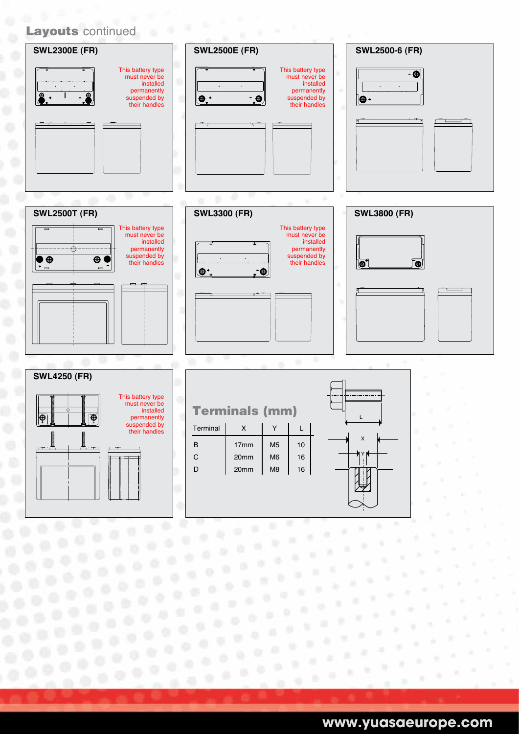# Layouts continued

## SWL2300E (FR)

This battery type must never be installed permanently suspended by their handles

## SWL2500E (FR)

This battery type must never be installed permanently suspended by their handles

## SWL2500-6 (FR)

## SWL2500T (FR)

This battery type must never be installed permanently suspended by their handles

## SWL3300 (FR)

This battery type must never be installed permanently suspended by their handles

## SWL3800 (FR)

## SWL4250 (FR)

This battery type must never be installed permanently suspended by their handles

## Terminals (mm)

| Terminal | X | Y | L |
|---|---|---|---|
| B | 17mm | M5 | 10 |
| C | 20mm | M6 | 16 |
| D | 20mm | M8 | 16 |

www.yuasaeurope.com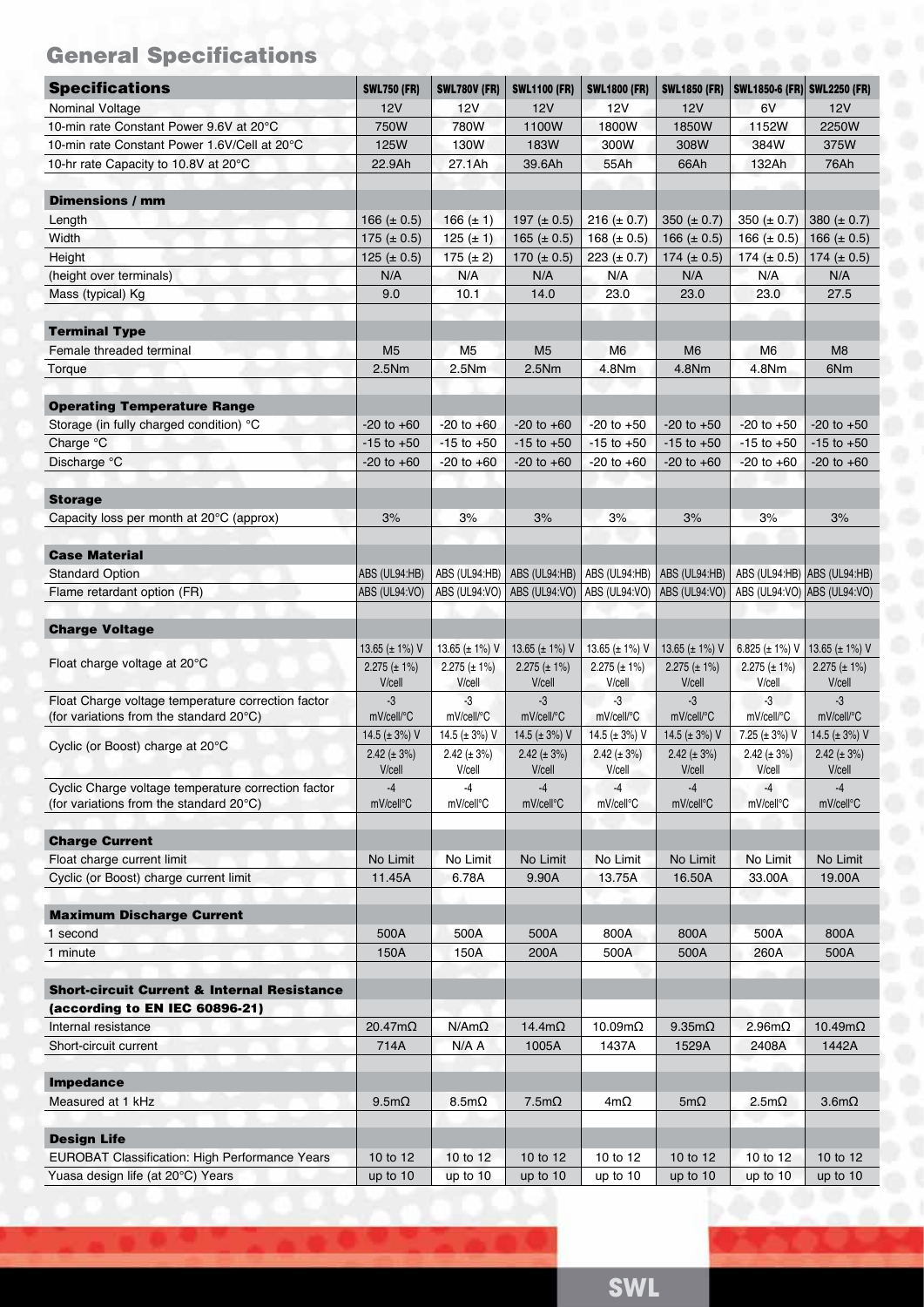## General Specifications

| Specifications | SWL750 (FR) | SWL780V (FR) | SWL1100 (FR) | SWL1800 (FR) | SWL1850 (FR) | SWL1850-6 (FR) | SWL2250 (FR) |
|---|---|---|---|---|---|---|---|
| Nominal Voltage | 12V | 12V | 12V | 12V | 12V | 6V | 12V |
| 10-min rate Constant Power 9.6V at 20°C | 750W | 780W | 1100W | 1800W | 1850W | 1152W | 2250W |
| 10-min rate Constant Power 1.6V/Cell at 20°C | 125W | 130W | 183W | 300W | 308W | 384W | 375W |
| 10-hr rate Capacity to 10.8V at 20°C | 22.9Ah | 27.1Ah | 39.6Ah | 55Ah | 66Ah | 132Ah | 76Ah |
| **Dimensions / mm** | | | | | | | |
| Length | 166 (± 0.5) | 166 (± 1) | 197 (± 0.5) | 216 (± 0.7) | 350 (± 0.7) | 350 (± 0.7) | 380 (± 0.7) |
| Width | 175 (± 0.5) | 125 (± 1) | 165 (± 0.5) | 168 (± 0.5) | 166 (± 0.5) | 166 (± 0.5) | 166 (± 0.5) |
| Height | 125 (± 0.5) | 175 (± 2) | 170 (± 0.5) | 223 (± 0.7) | 174 (± 0.5) | 174 (± 0.5) | 174 (± 0.5) |
| (height over terminals) | N/A | N/A | N/A | N/A | N/A | N/A | N/A |
| Mass (typical) Kg | 9.0 | 10.1 | 14.0 | 23.0 | 23.0 | 23.0 | 27.5 |
| **Terminal Type** | | | | | | | |
| Female threaded terminal | M5 | M5 | M5 | M6 | M6 | M6 | M8 |
| Torque | 2.5Nm | 2.5Nm | 2.5Nm | 4.8Nm | 4.8Nm | 4.8Nm | 6Nm |
| **Operating Temperature Range** | | | | | | | |
| Storage (in fully charged condition) °C | -20 to +60 | -20 to +60 | -20 to +60 | -20 to +50 | -20 to +50 | -20 to +50 | -20 to +50 |
| Charge °C | -15 to +50 | -15 to +50 | -15 to +50 | -15 to +50 | -15 to +50 | -15 to +50 | -15 to +50 |
| Discharge °C | -20 to +60 | -20 to +60 | -20 to +60 | -20 to +60 | -20 to +60 | -20 to +60 | -20 to +60 |
| **Storage** | | | | | | | |
| Capacity loss per month at 20°C (approx) | 3% | 3% | 3% | 3% | 3% | 3% | 3% |
| **Case Material** | | | | | | | |
| Standard Option | ABS (UL94:HB) | ABS (UL94:HB) | ABS (UL94:HB) | ABS (UL94:HB) | ABS (UL94:HB) | ABS (UL94:HB) | ABS (UL94:HB) |
| Flame retardant option (FR) | ABS (UL94:VO) | ABS (UL94:VO) | ABS (UL94:VO) | ABS (UL94:VO) | ABS (UL94:VO) | ABS (UL94:VO) | ABS (UL94:VO) |
| **Charge Voltage** | | | | | | | |
| Float charge voltage at 20°C | 13.65 (± 1%) V 2.275 (± 1%) V/cell | 13.65 (± 1%) V 2.275 (± 1%) V/cell | 13.65 (± 1%) V 2.275 (± 1%) V/cell | 13.65 (± 1%) V 2.275 (± 1%) V/cell | 13.65 (± 1%) V 2.275 (± 1%) V/cell | 6.825 (± 1%) V 2.275 (± 1%) V/cell | 13.65 (± 1%) V 2.275 (± 1%) V/cell |
| Float Charge voltage temperature correction factor (for variations from the standard 20°C) | -3 mV/cell/°C | -3 mV/cell/°C | -3 mV/cell/°C | -3 mV/cell/°C | -3 mV/cell/°C | -3 mV/cell/°C | -3 mV/cell/°C |
| Cyclic (or Boost) charge at 20°C | 14.5 (± 3%) V 2.42 (± 3%) V/cell | 14.5 (± 3%) V 2.42 (± 3%) V/cell | 14.5 (± 3%) V 2.42 (± 3%) V/cell | 14.5 (± 3%) V 2.42 (± 3%) V/cell | 14.5 (± 3%) V 2.42 (± 3%) V/cell | 7.25 (± 3%) V 2.42 (± 3%) V/cell | 14.5 (± 3%) V 2.42 (± 3%) V/cell |
| Cyclic Charge voltage temperature correction factor (for variations from the standard 20°C) | -4 mV/cell°C | -4 mV/cell°C | -4 mV/cell°C | -4 mV/cell°C | -4 mV/cell°C | -4 mV/cell°C | -4 mV/cell°C |
| **Charge Current** | | | | | | | |
| Float charge current limit | No Limit | No Limit | No Limit | No Limit | No Limit | No Limit | No Limit |
| Cyclic (or Boost) charge current limit | 11.45A | 6.78A | 9.90A | 13.75A | 16.50A | 33.00A | 19.00A |
| **Maximum Discharge Current** | | | | | | | |
| 1 second | 500A | 500A | 500A | 800A | 800A | 500A | 800A |
| 1 minute | 150A | 150A | 200A | 500A | 500A | 260A | 500A |
| **Short-circuit Current & Internal Resistance (according to EN IEC 60896-21)** | | | | | | | |
| Internal resistance | 20.47mΩ | N/AmΩ | 14.4mΩ | 10.09mΩ | 9.35mΩ | 2.96mΩ | 10.49mΩ |
| Short-circuit current | 714A | N/A A | 1005A | 1437A | 1529A | 2408A | 1442A |
| **Impedance** | | | | | | | |
| Measured at 1 kHz | 9.5mΩ | 8.5mΩ | 7.5mΩ | 4mΩ | 5mΩ | 2.5mΩ | 3.6mΩ |
| **Design Life** | | | | | | | |
| EUROBAT Classification: High Performance Years | 10 to 12 | 10 to 12 | 10 to 12 | 10 to 12 | 10 to 12 | 10 to 12 | 10 to 12 |
| Yuasa design life (at 20°C) Years | up to 10 | up to 10 | up to 10 | up to 10 | up to 10 | up to 10 | up to 10 |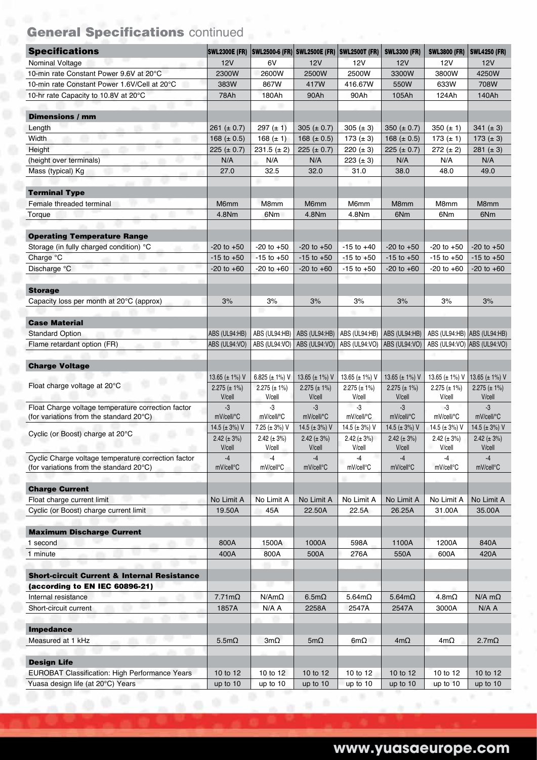## General Specifications continued

| Specifications | SWL2300E (FR) | SWL2500-6 (FR) | SWL2500E (FR) | SWL2500T (FR) | SWL3300 (FR) | SWL3800 (FR) | SWL4250 (FR) |
|---|---|---|---|---|---|---|---|
| Nominal Voltage | 12V | 6V | 12V | 12V | 12V | 12V | 12V |
| 10-min rate Constant Power 9.6V at 20°C | 2300W | 2600W | 2500W | 2500W | 3300W | 3800W | 4250W |
| 10-min rate Constant Power 1.6V/Cell at 20°C | 383W | 867W | 417W | 416.67W | 550W | 633W | 708W |
| 10-hr rate Capacity to 10.8V at 20°C | 78Ah | 180Ah | 90Ah | 90Ah | 105Ah | 124Ah | 140Ah |
| **Dimensions / mm** | | | | | | | |
| Length | 261 (± 0.7) | 297 (± 1) | 305 (± 0.7) | 305 (± 3) | 350 (± 0.7) | 350 (± 1) | 341 (± 3) |
| Width | 168 (± 0.5) | 168 (± 1) | 168 (± 0.5) | 173 (± 3) | 168 (± 0.5) | 173 (± 1) | 173 (± 3) |
| Height | 225 (± 0.7) | 231.5 (± 2) | 225 (± 0.7) | 220 (± 3) | 225 (± 0.7) | 272 (± 2) | 281 (± 3) |
| (height over terminals) | N/A | N/A | N/A | 223 (± 3) | N/A | N/A | N/A |
| Mass (typical) Kg | 27.0 | 32.5 | 32.0 | 31.0 | 38.0 | 48.0 | 49.0 |
| **Terminal Type** | | | | | | | |
| Female threaded terminal | M6mm | M8mm | M6mm | M6mm | M8mm | M8mm | M8mm |
| Torque | 4.8Nm | 6Nm | 4.8Nm | 4.8Nm | 6Nm | 6Nm | 6Nm |
| **Operating Temperature Range** | | | | | | | |
| Storage (in fully charged condition) °C | -20 to +50 | -20 to +50 | -20 to +50 | -15 to +40 | -20 to +50 | -20 to +50 | -20 to +50 |
| Charge °C | -15 to +50 | -15 to +50 | -15 to +50 | -15 to +50 | -15 to +50 | -15 to +50 | -15 to +50 |
| Discharge °C | -20 to +60 | -20 to +60 | -20 to +60 | -15 to +50 | -20 to +60 | -20 to +60 | -20 to +60 |
| **Storage** | | | | | | | |
| Capacity loss per month at 20°C (approx) | 3% | 3% | 3% | 3% | 3% | 3% | 3% |
| **Case Material** | | | | | | | |
| Standard Option | ABS (UL94:HB) | ABS (UL94:HB) | ABS (UL94:HB) | ABS (UL94:HB) | ABS (UL94:HB) | ABS (UL94:HB) | ABS (UL94:HB) |
| Flame retardant option (FR) | ABS (UL94:VO) | ABS (UL94:VO) | ABS (UL94:VO) | ABS (UL94:VO) | ABS (UL94:VO) | ABS (UL94:VO) | ABS (UL94:VO) |
| **Charge Voltage** | | | | | | | |
| Float charge voltage at 20°C | 13.65 (± 1%) V<br>2.275 (± 1%) V/cell | 6.825 (± 1%) V<br>2.275 (± 1%) V/cell | 13.65 (± 1%) V<br>2.275 (± 1%) V/cell | 13.65 (± 1%) V<br>2.275 (± 1%) V/cell | 13.65 (± 1%) V<br>2.275 (± 1%) V/cell | 13.65 (± 1%) V<br>2.275 (± 1%) V/cell | 13.65 (± 1%) V<br>2.275 (± 1%) V/cell |
| Float Charge voltage temperature correction factor (for variations from the standard 20°C) | -3 mV/cell/°C | -3 mV/cell/°C | -3 mV/cell/°C | -3 mV/cell/°C | -3 mV/cell/°C | -3 mV/cell/°C | -3 mV/cell/°C |
| Cyclic (or Boost) charge at 20°C | 14.5 (± 3%) V<br>2.42 (± 3%) V/cell | 7.25 (± 3%) V<br>2.42 (± 3%) V/cell | 14.5 (± 3%) V<br>2.42 (± 3%) V/cell | 14.5 (± 3%) V<br>2.42 (± 3%) V/cell | 14.5 (± 3%) V<br>2.42 (± 3%) V/cell | 14.5 (± 3%) V<br>2.42 (± 3%) V/cell | 14.5 (± 3%) V<br>2.42 (± 3%) V/cell |
| Cyclic Charge voltage temperature correction factor (for variations from the standard 20°C) | -4 mV/cell°C | -4 mV/cell°C | -4 mV/cell°C | -4 mV/cell°C | -4 mV/cell°C | -4 mV/cell°C | -4 mV/cell°C |
| **Charge Current** | | | | | | | |
| Float charge current limit | No Limit A | No Limit A | No Limit A | No Limit A | No Limit A | No Limit A | No Limit A |
| Cyclic (or Boost) charge current limit | 19.50A | 45A | 22.50A | 22.5A | 26.25A | 31.00A | 35.00A |
| **Maximum Discharge Current** | | | | | | | |
| 1 second | 800A | 1500A | 1000A | 598A | 1100A | 1200A | 840A |
| 1 minute | 400A | 800A | 500A | 276A | 550A | 600A | 420A |
| **Short-circuit Current & Internal Resistance (according to EN IEC 60896-21)** | | | | | | | |
| Internal resistance | 7.71mΩ | N/AmΩ | 6.5mΩ | 5.64mΩ | 5.64mΩ | 4.8mΩ | N/A mΩ |
| Short-circuit current | 1857A | N/A A | 2258A | 2547A | 2547A | 3000A | N/A A |
| **Impedance** | | | | | | | |
| Measured at 1 kHz | 5.5mΩ | 3mΩ | 5mΩ | 6mΩ | 4mΩ | 4mΩ | 2.7mΩ |
| **Design Life** | | | | | | | |
| EUROBAT Classification: High Performance Years | 10 to 12 | 10 to 12 | 10 to 12 | 10 to 12 | 10 to 12 | 10 to 12 | 10 to 12 |
| Yuasa design life (at 20°C) Years | up to 10 | up to 10 | up to 10 | up to 10 | up to 10 | up to 10 | up to 10 |

www.yuasaeurope.com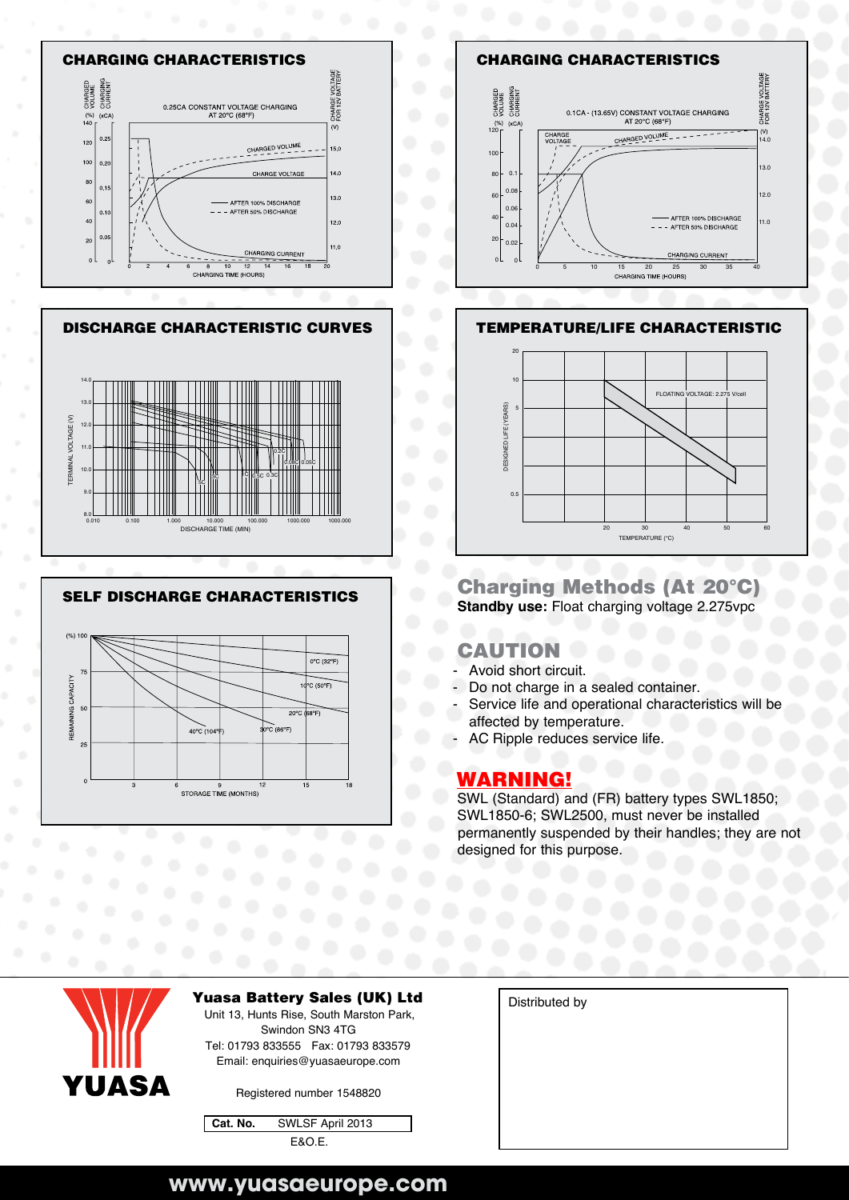## CHARGING CHARACTERISTICS

CHARGED VOLUME (%)
CHARGING CURRENT (xCA)
CHARGE VOLTAGE FOR 12V BATTERY (V)

0.25CA CONSTANT VOLTAGE CHARGING
AT 20°C (68°F)

CHARGED VOLUME
CHARGE VOLTAGE
AFTER 100% DISCHARGE
AFTER 50% DISCHARGE
CHARGING CURRENT

140, 120, 100, 80, 60, 40, 20, 0
0.25, 0.20, 0.15, 0.10, 0.05, 0
15.0, 14.0, 13.0, 12.0, 11.0
0, 2, 4, 6, 8, 10, 12, 14, 16, 18, 20
CHARGING TIME (HOURS)

## CHARGING CHARACTERISTICS

CHARGED VOLUME (%)
CHARGING CURRENT (xCA)
CHARGE VOLTAGE FOR 12V BATTERY (V)

0.1CA - (13.65V) CONSTANT VOLTAGE CHARGING
AT 20°C (68°F)

CHARGE VOLTAGE
CHARGED VOLUME
AFTER 100% DISCHARGE
AFTER 50% DISCHARGE
CHARGING CURRENT

120, 100, 80, 60, 40, 20, 0
0.1, 0.08, 0.06, 0.04, 0.02, 0
14.0, 13.0, 12.0, 11.0
0, 5, 10, 15, 20, 25, 30, 35, 40
CHARGING TIME (HOURS)

## DISCHARGE CHARACTERISTIC CURVES

TERMINAL VOLTAGE (V)

14.0, 13.0, 12.0, 11.0, 10.0, 9.0, 8.0

0.2C, 0.08C, 0.05C, 3C, 2C, 1C, 0.5C, 0.3C

0.010, 0.100, 1.000, 10.000, 100.000, 1000.000, 1000.000
DISCHARGE TIME (MIN)

## TEMPERATURE/LIFE CHARACTERISTIC

DESIGNED LIFE (YEARS)

20, 10, 5, 0.5

FLOATING VOLTAGE: 2.275 V/cell

20, 30, 40, 50, 60
TEMPERATURE (°C)

## SELF DISCHARGE CHARACTERISTICS

REMAINING CAPACITY

(%) 100, 75, 50, 25, 0

0°C (32°F)
10°C (50°F)
20°C (68°F)
30°C (86°F)
40°C (104°F)

3, 6, 9, 12, 15, 18
STORAGE TIME (MONTHS)

## Charging Methods (At 20°C)

**Standby use:** Float charging voltage 2.275vpc

## CAUTION

- Avoid short circuit.
- Do not charge in a sealed container.
- Service life and operational characteristics will be affected by temperature.
- AC Ripple reduces service life.

## WARNING!

SWL (Standard) and (FR) battery types SWL1850; SWL1850-6; SWL2500, must never be installed permanently suspended by their handles; they are not designed for this purpose.

YUASA

**Yuasa Battery Sales (UK) Ltd**
Unit 13, Hunts Rise, South Marston Park,
Swindon SN3 4TG
Tel: 01793 833555 Fax: 01793 833579
Email: enquiries@yuasaeurope.com

Registered number 1548820

**Cat. No.** SWLSF April 2013

E&O.E.

Distributed by

**www.yuasaeurope.com**